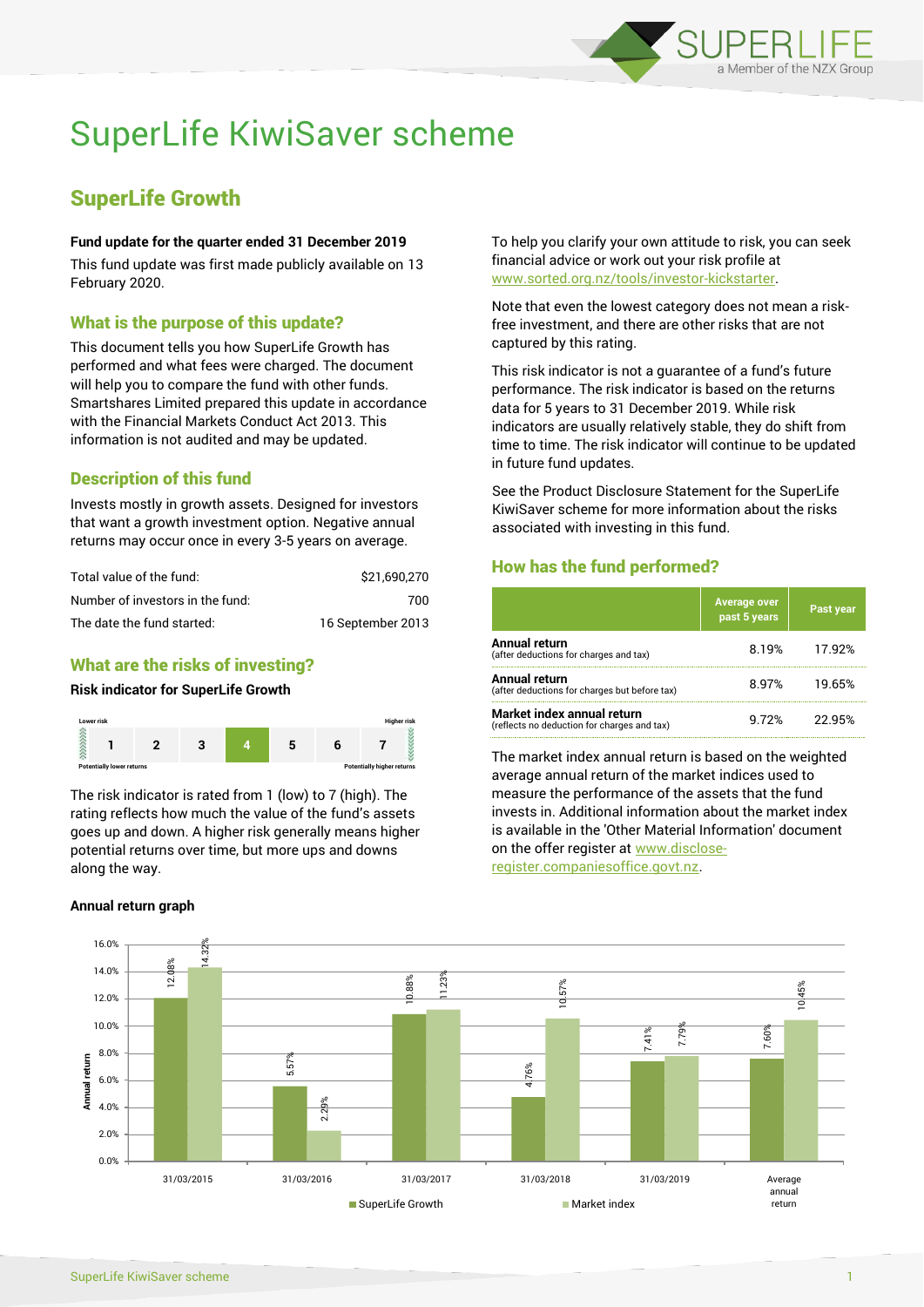# SuperLife KiwiSaver scheme

## SuperLife Growth

**Fund update for the quarter ended 31 December 2019**

This fund update was first made publicly available on 13 February 2020.

### What is the purpose of this update?

This document tells you how SuperLife Growth has performed and what fees were charged. The document will help you to compare the fund with other funds. Smartshares Limited prepared this update in accordance with the Financial Markets Conduct Act 2013. This information is not audited and may be updated.

### Description of this fund

Invests mostly in growth assets. Designed for investors that want a growth investment option. Negative annual returns may occur once in every 3-5 years on average.

| | |
|---|---|
| Total value of the fund: | $21,690,270 |
| Number of investors in the fund: | 700 |
| The date the fund started: | 16 September 2013 |

### What are the risks of investing?

**Risk indicator for SuperLife Growth**

| Lower risk | | | | | | Higher risk |
|---|---|---|---|---|---|---|
| 1 | 2 | 3 | **4** | 5 | 6 | 7 |
| Potentially lower returns | | | | | | Potentially higher returns |

The risk indicator is rated from 1 (low) to 7 (high). The rating reflects how much the value of the fund's assets goes up and down. A higher risk generally means higher potential returns over time, but more ups and downs along the way.

To help you clarify your own attitude to risk, you can seek financial advice or work out your risk profile at www.sorted.org.nz/tools/investor-kickstarter.

Note that even the lowest category does not mean a risk-free investment, and there are other risks that are not captured by this rating.

This risk indicator is not a guarantee of a fund's future performance. The risk indicator is based on the returns data for 5 years to 31 December 2019. While risk indicators are usually relatively stable, they do shift from time to time. The risk indicator will continue to be updated in future fund updates.

See the Product Disclosure Statement for the SuperLife KiwiSaver scheme for more information about the risks associated with investing in this fund.

### How has the fund performed?

| | Average over past 5 years | Past year |
|---|---|---|
| **Annual return** (after deductions for charges and tax) | 8.19% | 17.92% |
| **Annual return** (after deductions for charges but before tax) | 8.97% | 19.65% |
| **Market index annual return** (reflects no deduction for charges and tax) | 9.72% | 22.95% |

The market index annual return is based on the weighted average annual return of the market indices used to measure the performance of the assets that the fund invests in. Additional information about the market index is available in the 'Other Material Information' document on the offer register at www.disclose-register.companiesoffice.govt.nz.

**Annual return graph**

| | SuperLife Growth | Market index |
|---|---|---|
| 31/03/2015 | 12.08% | 14.32% |
| 31/03/2016 | 5.57% | 2.29% |
| 31/03/2017 | 10.88% | 11.23% |
| 31/03/2018 | 4.76% | 10.57% |
| 31/03/2019 | 7.41% | 7.79% |
| Average annual return | 7.60% | 10.45% |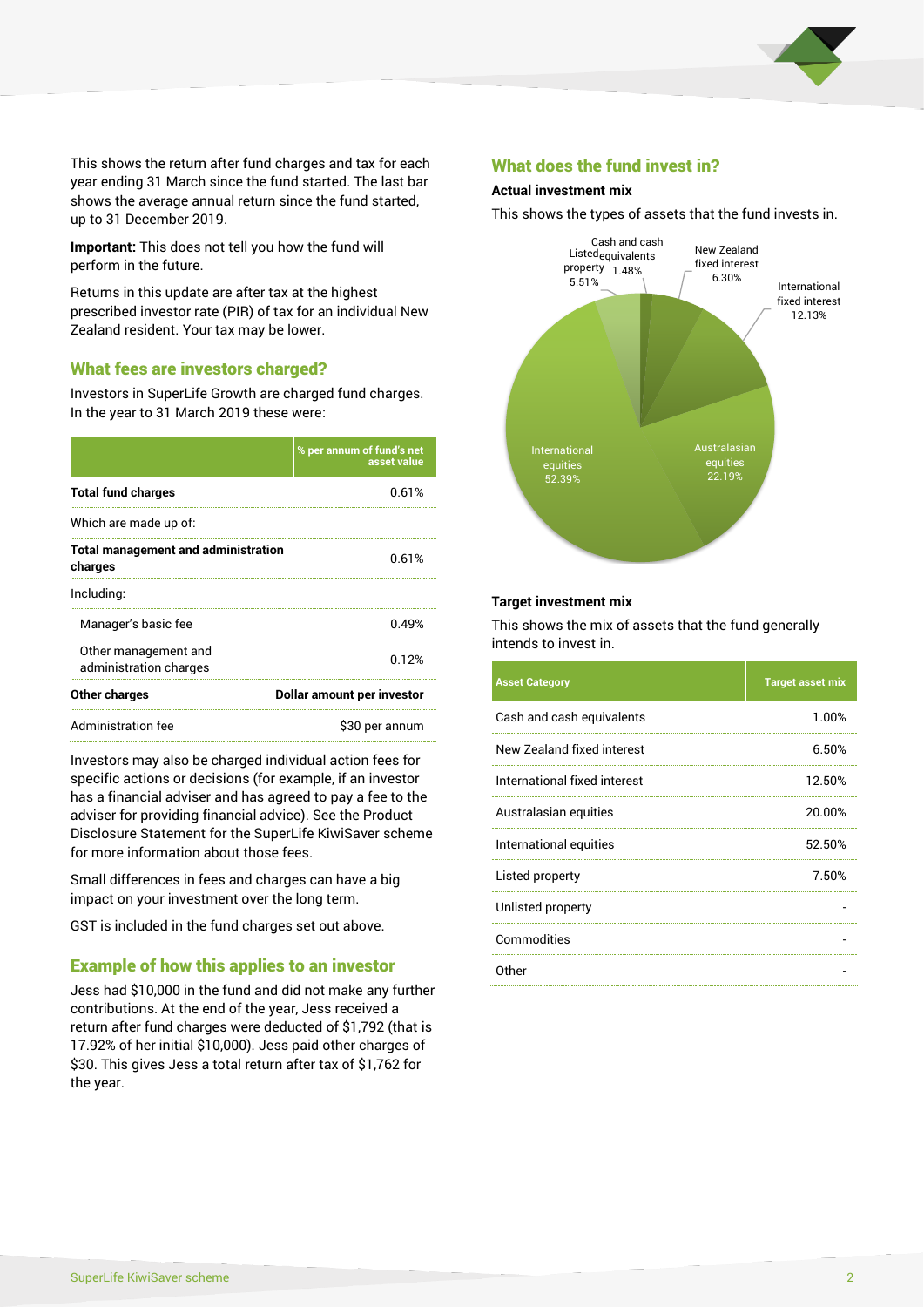This shows the return after fund charges and tax for each year ending 31 March since the fund started. The last bar shows the average annual return since the fund started, up to 31 December 2019.

**Important:** This does not tell you how the fund will perform in the future.

Returns in this update are after tax at the highest prescribed investor rate (PIR) of tax for an individual New Zealand resident. Your tax may be lower.

## What fees are investors charged?

Investors in SuperLife Growth are charged fund charges. In the year to 31 March 2019 these were:

| | % per annum of fund's net asset value |
|---|---|
| **Total fund charges** | 0.61% |
| Which are made up of: | |
| **Total management and administration charges** | 0.61% |
| Including: | |
| Manager's basic fee | 0.49% |
| Other management and administration charges | 0.12% |
| **Other charges** | **Dollar amount per investor** |
| Administration fee | $30 per annum |

Investors may also be charged individual action fees for specific actions or decisions (for example, if an investor has a financial adviser and has agreed to pay a fee to the adviser for providing financial advice). See the Product Disclosure Statement for the SuperLife KiwiSaver scheme for more information about those fees.

Small differences in fees and charges can have a big impact on your investment over the long term.

GST is included in the fund charges set out above.

## Example of how this applies to an investor

Jess had $10,000 in the fund and did not make any further contributions. At the end of the year, Jess received a return after fund charges were deducted of $1,792 (that is 17.92% of her initial $10,000). Jess paid other charges of $30. This gives Jess a total return after tax of $1,762 for the year.

## What does the fund invest in?

### Actual investment mix

This shows the types of assets that the fund invests in.

- Cash and cash equivalents 1.48%
- New Zealand fixed interest 6.30%
- International fixed interest 12.13%
- Australasian equities 22.19%
- International equities 52.39%
- Listed property 5.51%

### Target investment mix

This shows the mix of assets that the fund generally intends to invest in.

| Asset Category | Target asset mix |
|---|---|
| Cash and cash equivalents | 1.00% |
| New Zealand fixed interest | 6.50% |
| International fixed interest | 12.50% |
| Australasian equities | 20.00% |
| International equities | 52.50% |
| Listed property | 7.50% |
| Unlisted property | - |
| Commodities | - |
| Other | - |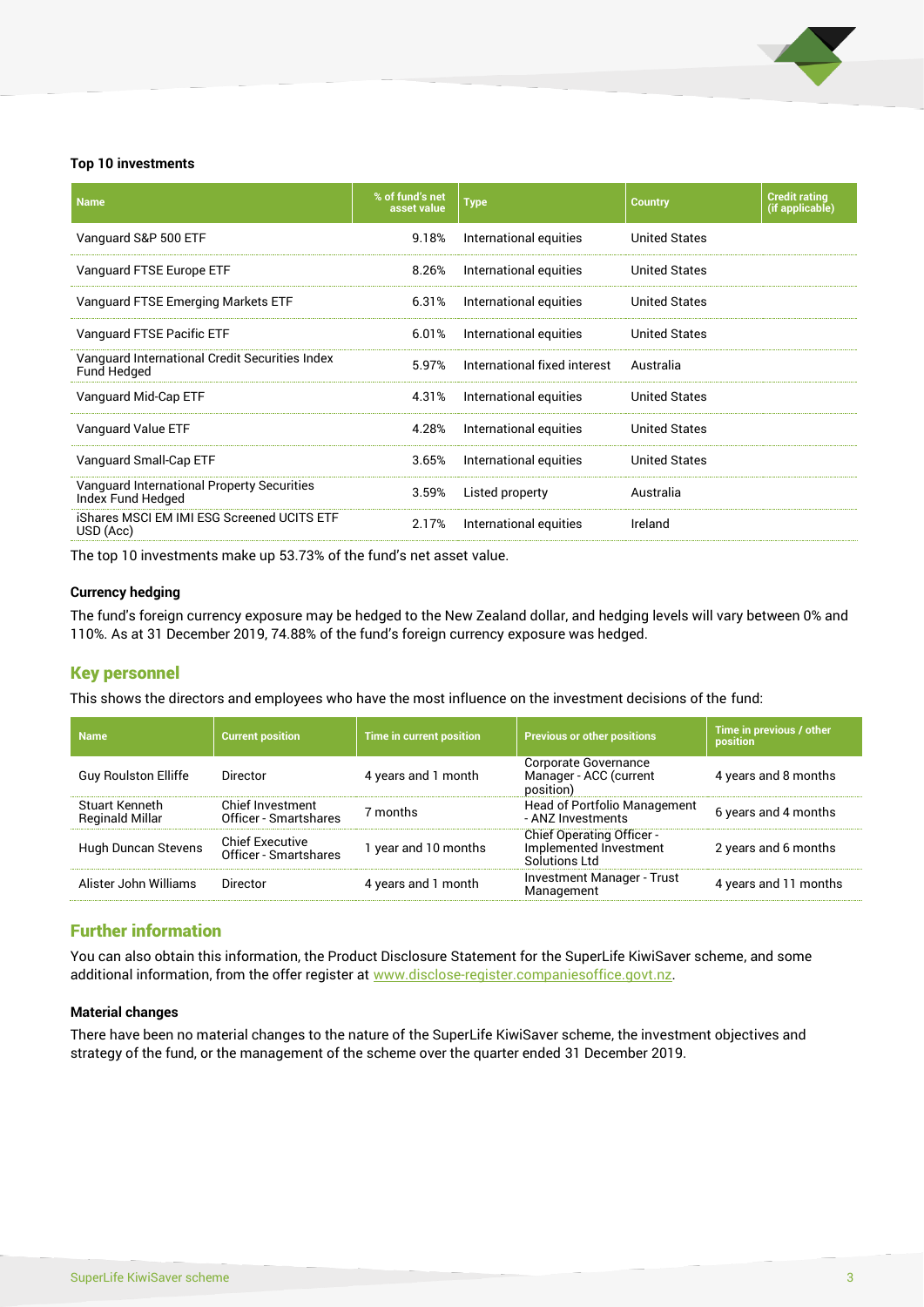### Top 10 investments

| Name | % of fund's net asset value | Type | Country | Credit rating (if applicable) |
|---|---|---|---|---|
| Vanguard S&P 500 ETF | 9.18% | International equities | United States | |
| Vanguard FTSE Europe ETF | 8.26% | International equities | United States | |
| Vanguard FTSE Emerging Markets ETF | 6.31% | International equities | United States | |
| Vanguard FTSE Pacific ETF | 6.01% | International equities | United States | |
| Vanguard International Credit Securities Index Fund Hedged | 5.97% | International fixed interest | Australia | |
| Vanguard Mid-Cap ETF | 4.31% | International equities | United States | |
| Vanguard Value ETF | 4.28% | International equities | United States | |
| Vanguard Small-Cap ETF | 3.65% | International equities | United States | |
| Vanguard International Property Securities Index Fund Hedged | 3.59% | Listed property | Australia | |
| iShares MSCI EM IMI ESG Screened UCITS ETF USD (Acc) | 2.17% | International equities | Ireland | |

The top 10 investments make up 53.73% of the fund's net asset value.

### Currency hedging

The fund's foreign currency exposure may be hedged to the New Zealand dollar, and hedging levels will vary between 0% and 110%. As at 31 December 2019, 74.88% of the fund's foreign currency exposure was hedged.

## Key personnel

This shows the directors and employees who have the most influence on the investment decisions of the fund:

| Name | Current position | Time in current position | Previous or other positions | Time in previous / other position |
|---|---|---|---|---|
| Guy Roulston Elliffe | Director | 4 years and 1 month | Corporate Governance Manager - ACC (current position) | 4 years and 8 months |
| Stuart Kenneth Reginald Millar | Chief Investment Officer - Smartshares | 7 months | Head of Portfolio Management - ANZ Investments | 6 years and 4 months |
| Hugh Duncan Stevens | Chief Executive Officer - Smartshares | 1 year and 10 months | Chief Operating Officer - Implemented Investment Solutions Ltd | 2 years and 6 months |
| Alister John Williams | Director | 4 years and 1 month | Investment Manager - Trust Management | 4 years and 11 months |

## Further information

You can also obtain this information, the Product Disclosure Statement for the SuperLife KiwiSaver scheme, and some additional information, from the offer register at [www.disclose-register.companiesoffice.govt.nz](www.disclose-register.companiesoffice.govt.nz).

### Material changes

There have been no material changes to the nature of the SuperLife KiwiSaver scheme, the investment objectives and strategy of the fund, or the management of the scheme over the quarter ended 31 December 2019.